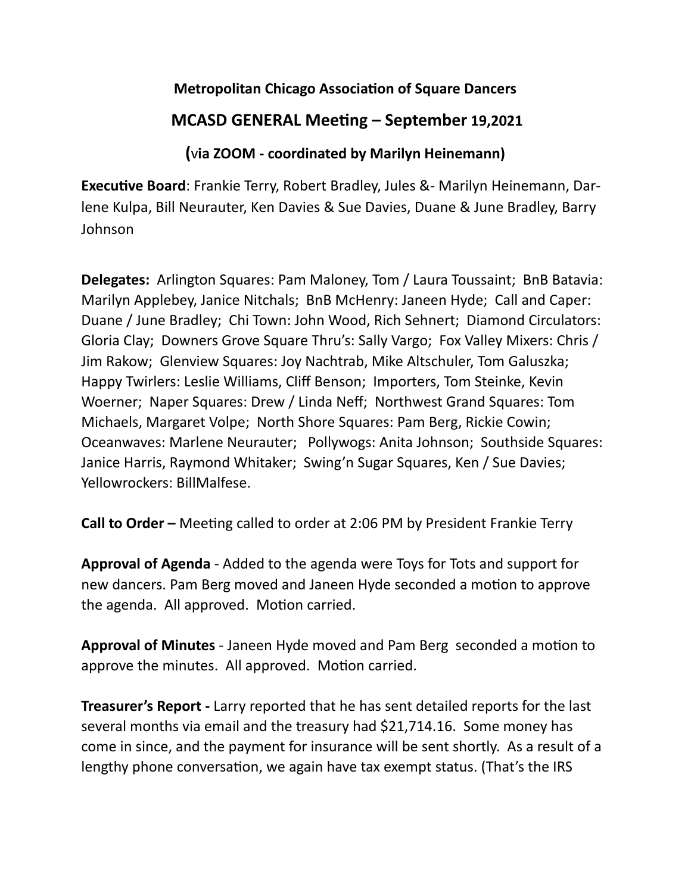**Metropolitan Chicago Association of Square Dancers**

**MCASD GENERAL Meeting – September 19,2021**

**(via ZOOM - coordinated by Marilyn Heinemann)**

**Executive Board**: Frankie Terry, Robert Bradley, Jules &- Marilyn Heinemann, Darlene Kulpa, Bill Neurauter, Ken Davies & Sue Davies, Duane & June Bradley, Barry Johnson

**Delegates:** Arlington Squares: Pam Maloney, Tom / Laura Toussaint; BnB Batavia: Marilyn Applebey, Janice Nitchals; BnB McHenry: Janeen Hyde; Call and Caper: Duane / June Bradley; Chi Town: John Wood, Rich Sehnert; Diamond Circulators: Gloria Clay; Downers Grove Square Thru's: Sally Vargo; Fox Valley Mixers: Chris / Jim Rakow; Glenview Squares: Joy Nachtrab, Mike Altschuler, Tom Galuszka; Happy Twirlers: Leslie Williams, Cliff Benson; Importers, Tom Steinke, Kevin Woerner; Naper Squares: Drew / Linda Neff; Northwest Grand Squares: Tom Michaels, Margaret Volpe; North Shore Squares: Pam Berg, Rickie Cowin; Oceanwaves: Marlene Neurauter; Pollywogs: Anita Johnson; Southside Squares: Janice Harris, Raymond Whitaker; Swing'n Sugar Squares, Ken / Sue Davies; Yellowrockers: BillMalfese.

**Call to Order –** Meeting called to order at 2:06 PM by President Frankie Terry

**Approval of Agenda** - Added to the agenda were Toys for Tots and support for new dancers. Pam Berg moved and Janeen Hyde seconded a motion to approve the agenda. All approved. Motion carried.

**Approval of Minutes** - Janeen Hyde moved and Pam Berg seconded a motion to approve the minutes. All approved. Motion carried.

**Treasurer's Report -** Larry reported that he has sent detailed reports for the last several months via email and the treasury had $21,714.16. Some money has come in since, and the payment for insurance will be sent shortly. As a result of a lengthy phone conversation, we again have tax exempt status. (That's the IRS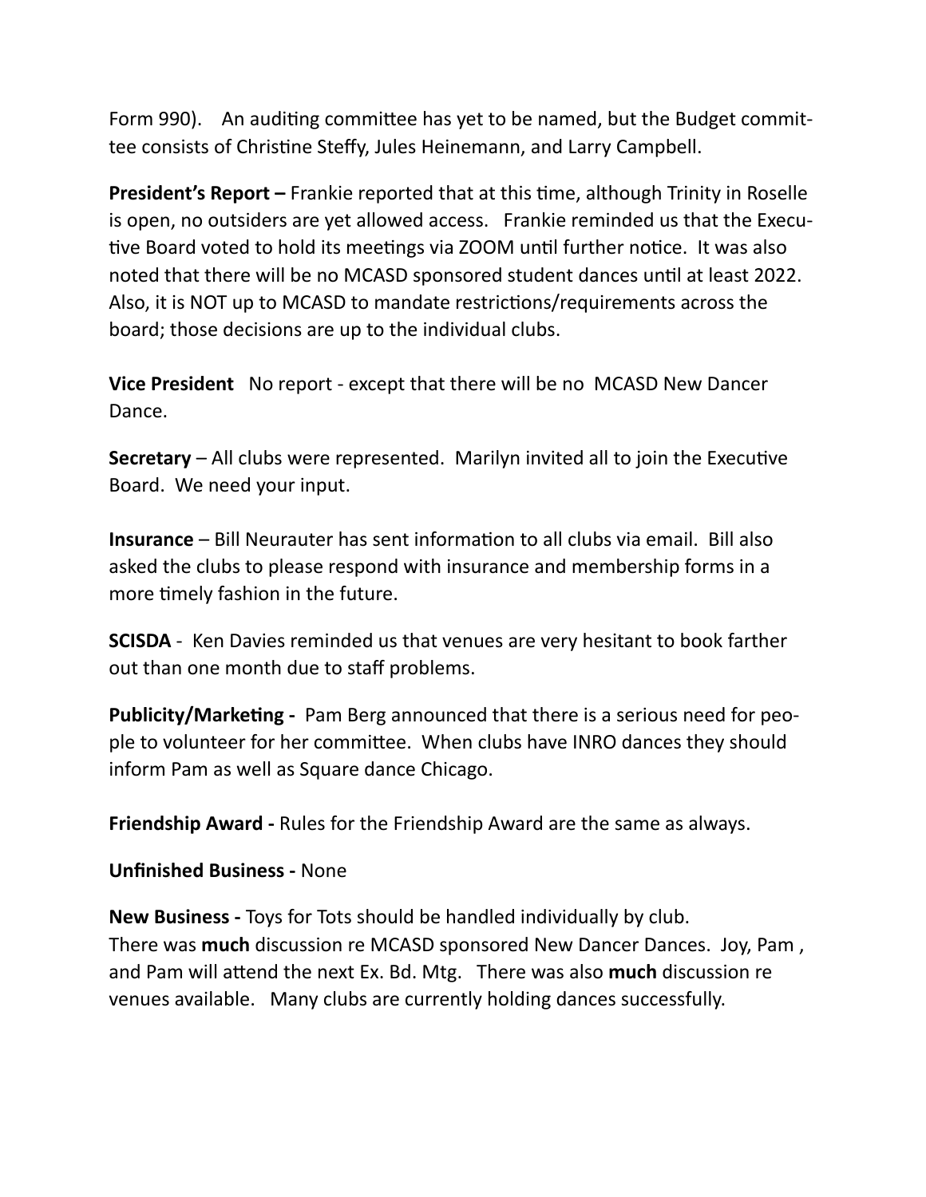Form 990). An auditing committee has yet to be named, but the Budget committee consists of Christine Steffy, Jules Heinemann, and Larry Campbell.

**President's Report –** Frankie reported that at this time, although Trinity in Roselle is open, no outsiders are yet allowed access. Frankie reminded us that the Executive Board voted to hold its meetings via ZOOM until further notice. It was also noted that there will be no MCASD sponsored student dances until at least 2022. Also, it is NOT up to MCASD to mandate restrictions/requirements across the board; those decisions are up to the individual clubs.

**Vice President** No report - except that there will be no MCASD New Dancer Dance.

**Secretary** – All clubs were represented. Marilyn invited all to join the Executive Board. We need your input.

**Insurance** – Bill Neurauter has sent information to all clubs via email. Bill also asked the clubs to please respond with insurance and membership forms in a more timely fashion in the future.

**SCISDA** - Ken Davies reminded us that venues are very hesitant to book farther out than one month due to staff problems.

**Publicity/Marketing -** Pam Berg announced that there is a serious need for people to volunteer for her committee. When clubs have INRO dances they should inform Pam as well as Square dance Chicago.

**Friendship Award -** Rules for the Friendship Award are the same as always.

**Unfinished Business -** None

**New Business -** Toys for Tots should be handled individually by club.
There was **much** discussion re MCASD sponsored New Dancer Dances. Joy, Pam , and Pam will attend the next Ex. Bd. Mtg. There was also **much** discussion re venues available. Many clubs are currently holding dances successfully.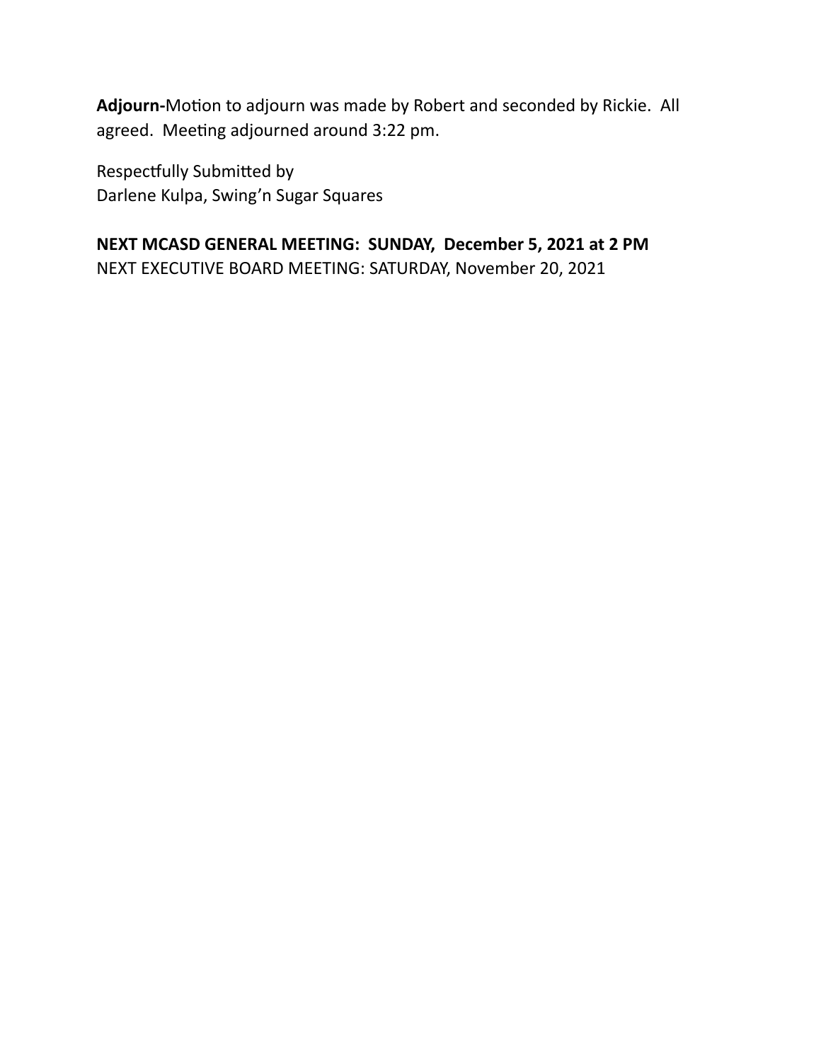**Adjourn-**Motion to adjourn was made by Robert and seconded by Rickie. All agreed. Meeting adjourned around 3:22 pm.

Respectfully Submitted by
Darlene Kulpa, Swing'n Sugar Squares

**NEXT MCASD GENERAL MEETING: SUNDAY, December 5, 2021 at 2 PM**
NEXT EXECUTIVE BOARD MEETING: SATURDAY, November 20, 2021